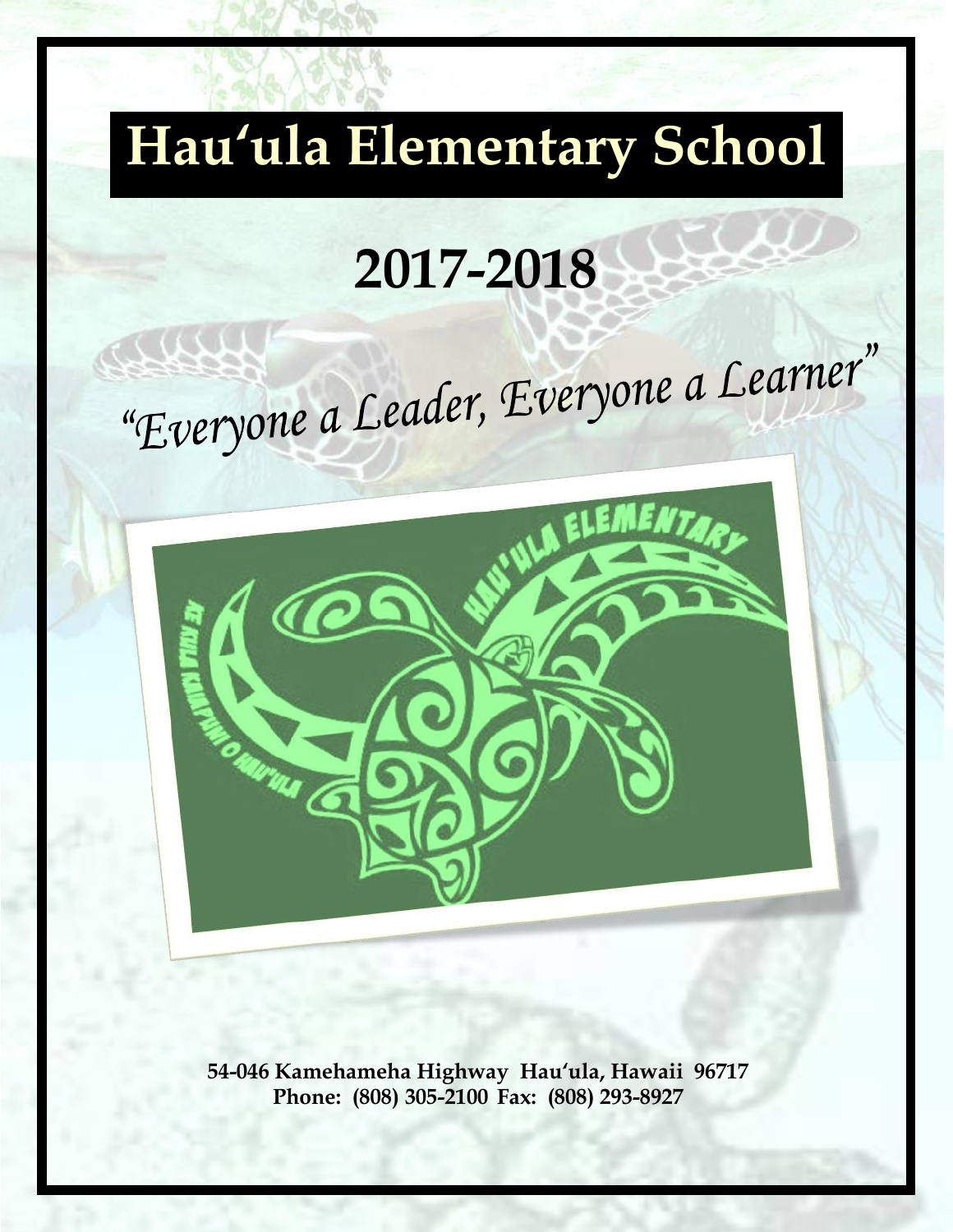# Hau'ula Elementary School

## 2017-2018

*"Everyone a Leader, Everyone a Learner"*

**54-046 Kamehameha Highway Hau'ula, Hawaii 96717**
**Phone: (808) 305-2100 Fax: (808) 293-8927**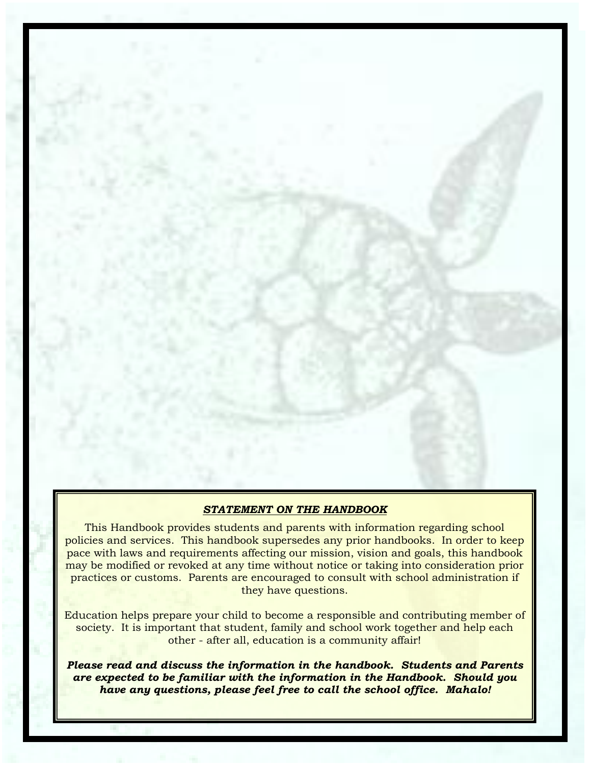***STATEMENT ON THE HANDBOOK***

This Handbook provides students and parents with information regarding school policies and services. This handbook supersedes any prior handbooks. In order to keep pace with laws and requirements affecting our mission, vision and goals, this handbook may be modified or revoked at any time without notice or taking into consideration prior practices or customs. Parents are encouraged to consult with school administration if they have questions.

Education helps prepare your child to become a responsible and contributing member of society. It is important that student, family and school work together and help each other - after all, education is a community affair!

***Please read and discuss the information in the handbook. Students and Parents are expected to be familiar with the information in the Handbook. Should you have any questions, please feel free to call the school office. Mahalo!***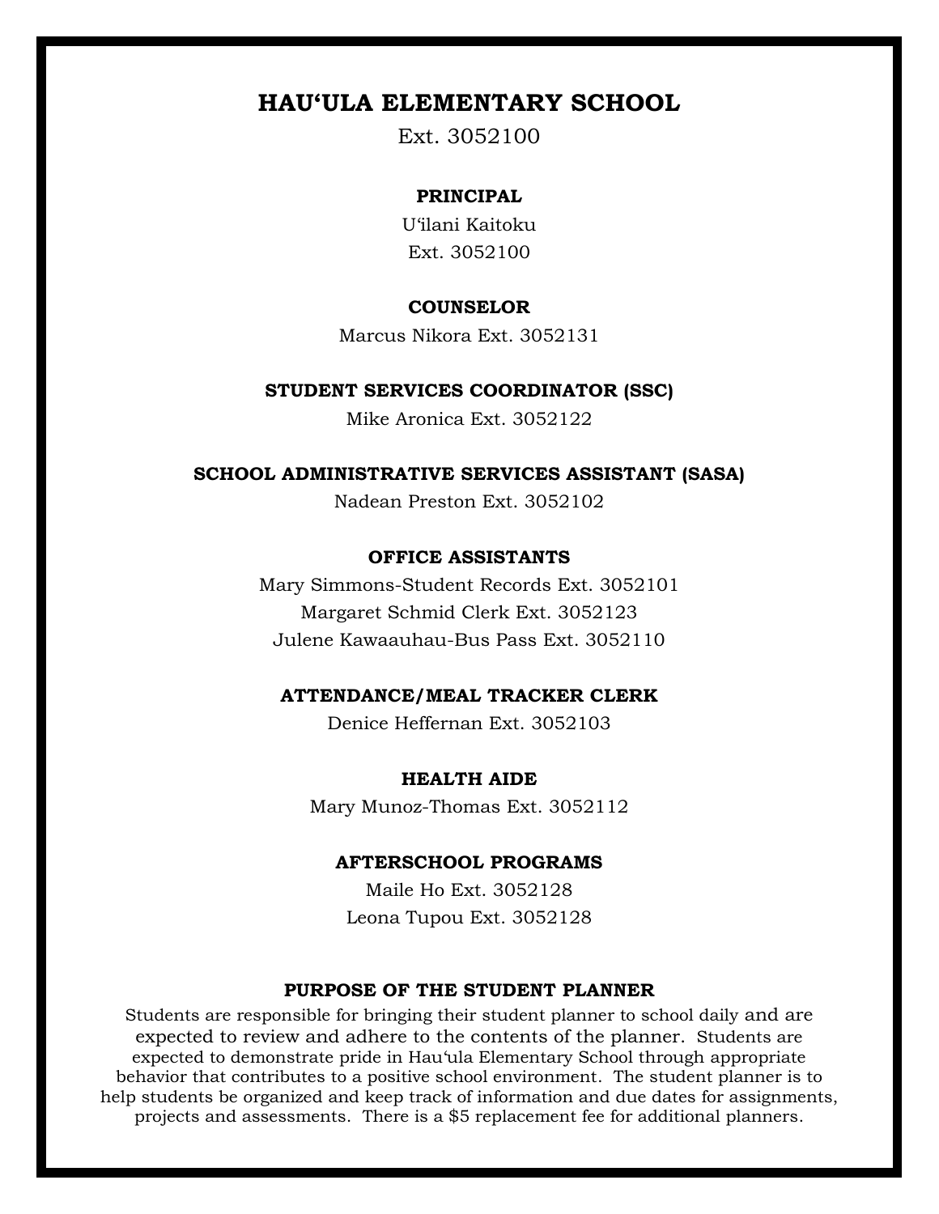# HAU'ULA ELEMENTARY SCHOOL

Ext. 3052100

## PRINCIPAL

U'ilani Kaitoku

Ext. 3052100

## COUNSELOR

Marcus Nikora Ext. 3052131

## STUDENT SERVICES COORDINATOR (SSC)

Mike Aronica Ext. 3052122

## SCHOOL ADMINISTRATIVE SERVICES ASSISTANT (SASA)

Nadean Preston Ext. 3052102

## OFFICE ASSISTANTS

Mary Simmons-Student Records Ext. 3052101

Margaret Schmid Clerk Ext. 3052123

Julene Kawaauhau-Bus Pass Ext. 3052110

## ATTENDANCE/MEAL TRACKER CLERK

Denice Heffernan Ext. 3052103

## HEALTH AIDE

Mary Munoz-Thomas Ext. 3052112

## AFTERSCHOOL PROGRAMS

Maile Ho Ext. 3052128

Leona Tupou Ext. 3052128

## PURPOSE OF THE STUDENT PLANNER

Students are responsible for bringing their student planner to school daily and are expected to review and adhere to the contents of the planner. Students are expected to demonstrate pride in Hau'ula Elementary School through appropriate behavior that contributes to a positive school environment. The student planner is to help students be organized and keep track of information and due dates for assignments, projects and assessments. There is a $5 replacement fee for additional planners.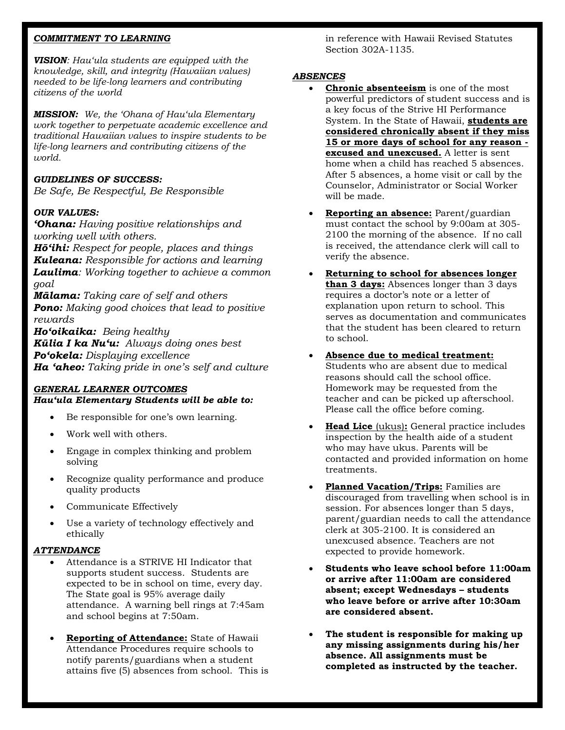## ***COMMITMENT TO LEARNING***

***VISION****: Hauʻula students are equipped with the knowledge, skill, and integrity (Hawaiian values) needed to be life-long learners and contributing citizens of the world*

***MISSION:*** *We, the ʻOhana of Hauʻula Elementary work together to perpetuate academic excellence and traditional Hawaiian values to inspire students to be life-long learners and contributing citizens of the world.*

***GUIDELINES OF SUCCESS:***
*Be Safe, Be Respectful, Be Responsible*

***OUR VALUES:***
***ʻOhana:*** *Having positive relationships and working well with others.*
***Hōʻihi:*** *Respect for people, places and things*
***Kuleana:*** *Responsible for actions and learning*
***Laulima****: Working together to achieve a common goal*
***Mālama:*** *Taking care of self and others*
***Pono:*** *Making good choices that lead to positive rewards*
***Hoʻoikaika:*** *Being healthy*
***Kūlia I ka Nuʻu:*** *Always doing ones best*
***Poʻokela:*** *Displaying excellence*
***Ha ʻaheo:*** *Taking pride in one's self and culture*

***GENERAL LEARNER OUTCOMES***
***Hauʻula Elementary Students will be able to:***

- Be responsible for one's own learning.
- Work well with others.
- Engage in complex thinking and problem solving
- Recognize quality performance and produce quality products
- Communicate Effectively
- Use a variety of technology effectively and ethically

***ATTENDANCE***

- Attendance is a STRIVE HI Indicator that supports student success. Students are expected to be in school on time, every day. The State goal is 95% average daily attendance. A warning bell rings at 7:45am and school begins at 7:50am.
- **Reporting of Attendance:** State of Hawaii Attendance Procedures require schools to notify parents/guardians when a student attains five (5) absences from school. This is in reference with Hawaii Revised Statutes Section 302A-1135.

***ABSENCES***

- **Chronic absenteeism** is one of the most powerful predictors of student success and is a key focus of the Strive HI Performance System. In the State of Hawaii, **students are considered chronically absent if they miss 15 or more days of school for any reason - excused and unexcused.** A letter is sent home when a child has reached 5 absences. After 5 absences, a home visit or call by the Counselor, Administrator or Social Worker will be made.
- **Reporting an absence:** Parent/guardian must contact the school by 9:00am at 305-2100 the morning of the absence. If no call is received, the attendance clerk will call to verify the absence.
- **Returning to school for absences longer than 3 days:** Absences longer than 3 days requires a doctor's note or a letter of explanation upon return to school. This serves as documentation and communicates that the student has been cleared to return to school.
- **Absence due to medical treatment:** Students who are absent due to medical reasons should call the school office. Homework may be requested from the teacher and can be picked up afterschool. Please call the office before coming.
- **Head Lice** (ukus)**:** General practice includes inspection by the health aide of a student who may have ukus. Parents will be contacted and provided information on home treatments.
- **Planned Vacation/Trips:** Families are discouraged from travelling when school is in session. For absences longer than 5 days, parent/guardian needs to call the attendance clerk at 305-2100. It is considered an unexcused absence. Teachers are not expected to provide homework.
- **Students who leave school before 11:00am or arrive after 11:00am are considered absent; except Wednesdays – students who leave before or arrive after 10:30am are considered absent.**
- **The student is responsible for making up any missing assignments during his/her absence. All assignments must be completed as instructed by the teacher.**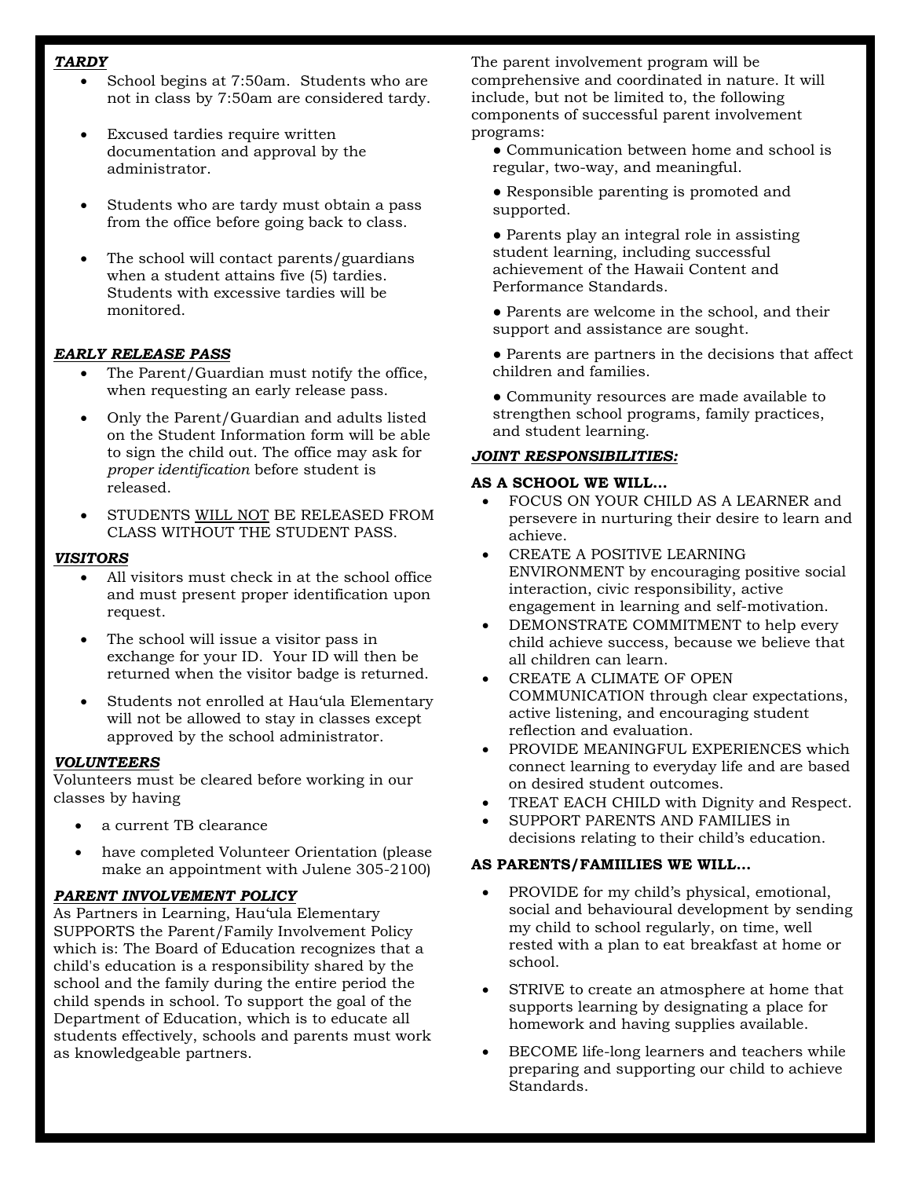***TARDY***

- School begins at 7:50am. Students who are not in class by 7:50am are considered tardy.
- Excused tardies require written documentation and approval by the administrator.
- Students who are tardy must obtain a pass from the office before going back to class.
- The school will contact parents/guardians when a student attains five (5) tardies. Students with excessive tardies will be monitored.

***EARLY RELEASE PASS***

- The Parent/Guardian must notify the office, when requesting an early release pass.
- Only the Parent/Guardian and adults listed on the Student Information form will be able to sign the child out. The office may ask for *proper identification* before student is released.
- STUDENTS WILL NOT BE RELEASED FROM CLASS WITHOUT THE STUDENT PASS.

***VISITORS***

- All visitors must check in at the school office and must present proper identification upon request.
- The school will issue a visitor pass in exchange for your ID. Your ID will then be returned when the visitor badge is returned.
- Students not enrolled at Hauʻula Elementary will not be allowed to stay in classes except approved by the school administrator.

***VOLUNTEERS***

Volunteers must be cleared before working in our classes by having

- a current TB clearance
- have completed Volunteer Orientation (please make an appointment with Julene 305-2100)

***PARENT INVOLVEMENT POLICY***

As Partners in Learning, Hauʻula Elementary SUPPORTS the Parent/Family Involvement Policy which is: The Board of Education recognizes that a child's education is a responsibility shared by the school and the family during the entire period the child spends in school. To support the goal of the Department of Education, which is to educate all students effectively, schools and parents must work as knowledgeable partners.

The parent involvement program will be comprehensive and coordinated in nature. It will include, but not be limited to, the following components of successful parent involvement programs:

- Communication between home and school is regular, two-way, and meaningful.
- Responsible parenting is promoted and supported.
- Parents play an integral role in assisting student learning, including successful achievement of the Hawaii Content and Performance Standards.
- Parents are welcome in the school, and their support and assistance are sought.
- Parents are partners in the decisions that affect children and families.
- Community resources are made available to strengthen school programs, family practices, and student learning.

***JOINT RESPONSIBILITIES:***

**AS A SCHOOL WE WILL…**

- FOCUS ON YOUR CHILD AS A LEARNER and persevere in nurturing their desire to learn and achieve.
- CREATE A POSITIVE LEARNING ENVIRONMENT by encouraging positive social interaction, civic responsibility, active engagement in learning and self-motivation.
- DEMONSTRATE COMMITMENT to help every child achieve success, because we believe that all children can learn.
- CREATE A CLIMATE OF OPEN COMMUNICATION through clear expectations, active listening, and encouraging student reflection and evaluation.
- PROVIDE MEANINGFUL EXPERIENCES which connect learning to everyday life and are based on desired student outcomes.
- TREAT EACH CHILD with Dignity and Respect.
- SUPPORT PARENTS AND FAMILIES in decisions relating to their child's education.

**AS PARENTS/FAMIILIES WE WILL…**

- PROVIDE for my child's physical, emotional, social and behavioural development by sending my child to school regularly, on time, well rested with a plan to eat breakfast at home or school.
- STRIVE to create an atmosphere at home that supports learning by designating a place for homework and having supplies available.
- BECOME life-long learners and teachers while preparing and supporting our child to achieve Standards.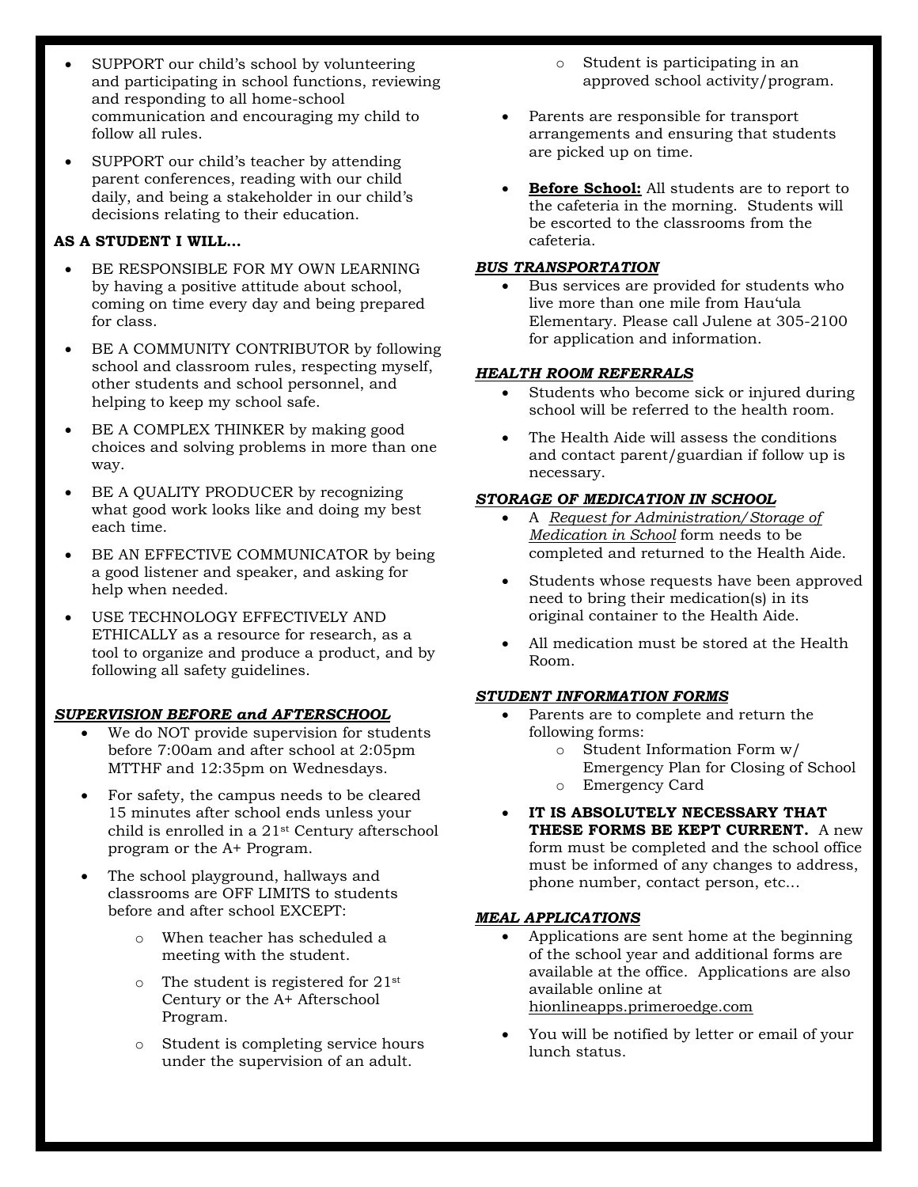- SUPPORT our child's school by volunteering and participating in school functions, reviewing and responding to all home-school communication and encouraging my child to follow all rules.
- SUPPORT our child's teacher by attending parent conferences, reading with our child daily, and being a stakeholder in our child's decisions relating to their education.

**AS A STUDENT I WILL…**

- BE RESPONSIBLE FOR MY OWN LEARNING by having a positive attitude about school, coming on time every day and being prepared for class.
- BE A COMMUNITY CONTRIBUTOR by following school and classroom rules, respecting myself, other students and school personnel, and helping to keep my school safe.
- BE A COMPLEX THINKER by making good choices and solving problems in more than one way.
- BE A QUALITY PRODUCER by recognizing what good work looks like and doing my best each time.
- BE AN EFFECTIVE COMMUNICATOR by being a good listener and speaker, and asking for help when needed.
- USE TECHNOLOGY EFFECTIVELY AND ETHICALLY as a resource for research, as a tool to organize and produce a product, and by following all safety guidelines.

***SUPERVISION BEFORE and AFTERSCHOOL***

- We do NOT provide supervision for students before 7:00am and after school at 2:05pm MTTHF and 12:35pm on Wednesdays.
- For safety, the campus needs to be cleared 15 minutes after school ends unless your child is enrolled in a 21st Century afterschool program or the A+ Program.
- The school playground, hallways and classrooms are OFF LIMITS to students before and after school EXCEPT:
  - When teacher has scheduled a meeting with the student.
  - The student is registered for 21st Century or the A+ Afterschool Program.
  - Student is completing service hours under the supervision of an adult.
  - Student is participating in an approved school activity/program.
- Parents are responsible for transport arrangements and ensuring that students are picked up on time.
- **Before School:** All students are to report to the cafeteria in the morning. Students will be escorted to the classrooms from the cafeteria.

***BUS TRANSPORTATION***

- Bus services are provided for students who live more than one mile from Hau'ula Elementary. Please call Julene at 305-2100 for application and information.

***HEALTH ROOM REFERRALS***

- Students who become sick or injured during school will be referred to the health room.
- The Health Aide will assess the conditions and contact parent/guardian if follow up is necessary.

***STORAGE OF MEDICATION IN SCHOOL***

- A *Request for Administration/Storage of Medication in School* form needs to be completed and returned to the Health Aide.
- Students whose requests have been approved need to bring their medication(s) in its original container to the Health Aide.
- All medication must be stored at the Health Room.

***STUDENT INFORMATION FORMS***

- Parents are to complete and return the following forms:
  - Student Information Form w/ Emergency Plan for Closing of School
  - Emergency Card
- **IT IS ABSOLUTELY NECESSARY THAT THESE FORMS BE KEPT CURRENT.** A new form must be completed and the school office must be informed of any changes to address, phone number, contact person, etc…

***MEAL APPLICATIONS***

- Applications are sent home at the beginning of the school year and additional forms are available at the office. Applications are also available online at hionlineapps.primeroedge.com
- You will be notified by letter or email of your lunch status.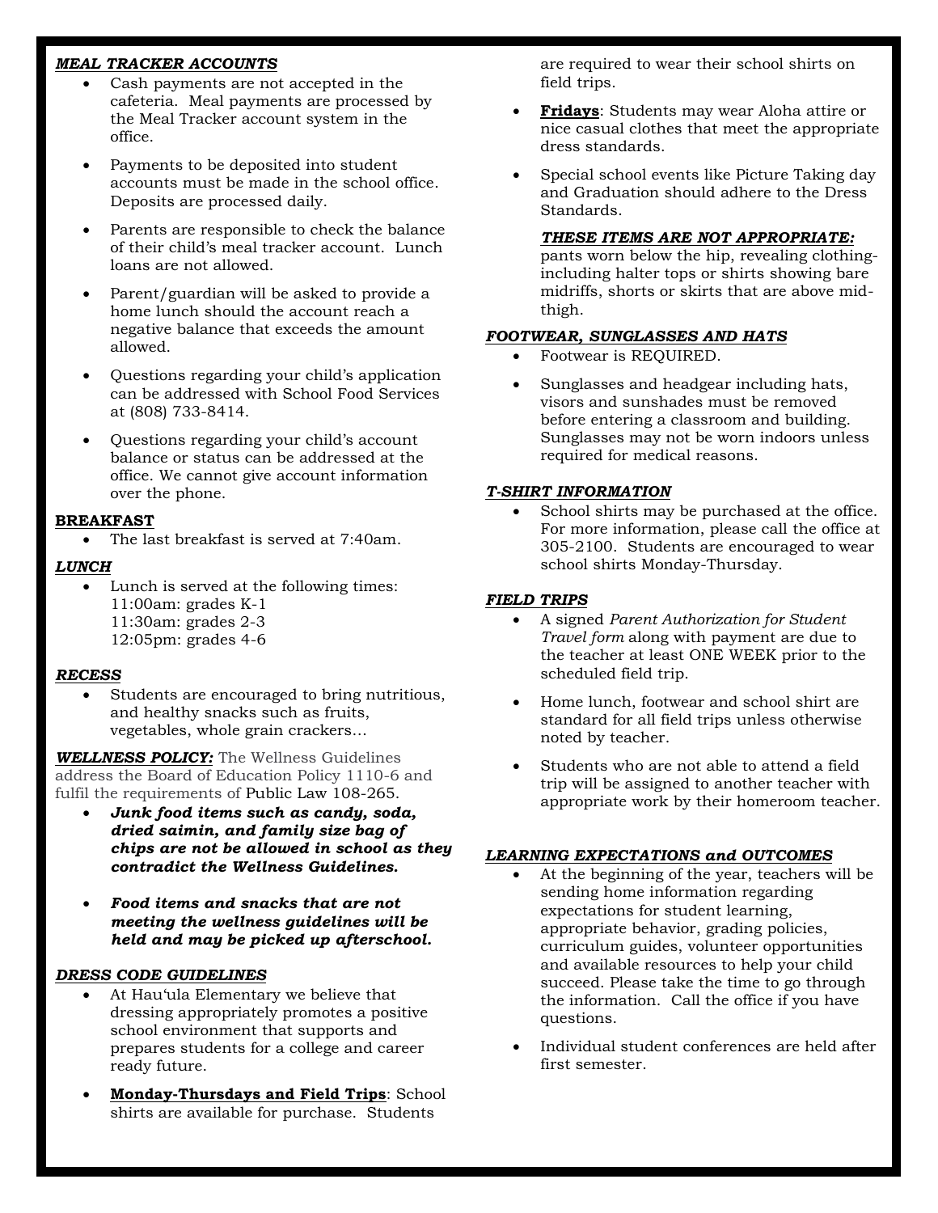***MEAL TRACKER ACCOUNTS***

- Cash payments are not accepted in the cafeteria. Meal payments are processed by the Meal Tracker account system in the office.
- Payments to be deposited into student accounts must be made in the school office. Deposits are processed daily.
- Parents are responsible to check the balance of their child's meal tracker account. Lunch loans are not allowed.
- Parent/guardian will be asked to provide a home lunch should the account reach a negative balance that exceeds the amount allowed.
- Questions regarding your child's application can be addressed with School Food Services at (808) 733-8414.
- Questions regarding your child's account balance or status can be addressed at the office. We cannot give account information over the phone.

**BREAKFAST**

- The last breakfast is served at 7:40am.

***LUNCH***

- Lunch is served at the following times:
  11:00am: grades K-1
  11:30am: grades 2-3
  12:05pm: grades 4-6

***RECESS***

- Students are encouraged to bring nutritious, and healthy snacks such as fruits, vegetables, whole grain crackers…

***WELLNESS POLICY:*** The Wellness Guidelines address the Board of Education Policy 1110-6 and fulfil the requirements of Public Law 108-265.

- ***Junk food items such as candy, soda, dried saimin, and family size bag of chips are not be allowed in school as they contradict the Wellness Guidelines.***
- ***Food items and snacks that are not meeting the wellness guidelines will be held and may be picked up afterschool.***

***DRESS CODE GUIDELINES***

- At Hau'ula Elementary we believe that dressing appropriately promotes a positive school environment that supports and prepares students for a college and career ready future.
- **Monday-Thursdays and Field Trips**: School shirts are available for purchase. Students are required to wear their school shirts on field trips.
- **Fridays**: Students may wear Aloha attire or nice casual clothes that meet the appropriate dress standards.
- Special school events like Picture Taking day and Graduation should adhere to the Dress Standards.

  ***THESE ITEMS ARE NOT APPROPRIATE:*** pants worn below the hip, revealing clothing-including halter tops or shirts showing bare midriffs, shorts or skirts that are above mid-thigh.

***FOOTWEAR, SUNGLASSES AND HATS***

- Footwear is REQUIRED.
- Sunglasses and headgear including hats, visors and sunshades must be removed before entering a classroom and building. Sunglasses may not be worn indoors unless required for medical reasons.

***T-SHIRT INFORMATION***

- School shirts may be purchased at the office. For more information, please call the office at 305-2100. Students are encouraged to wear school shirts Monday-Thursday.

***FIELD TRIPS***

- A signed *Parent Authorization for Student Travel form* along with payment are due to the teacher at least ONE WEEK prior to the scheduled field trip.
- Home lunch, footwear and school shirt are standard for all field trips unless otherwise noted by teacher.
- Students who are not able to attend a field trip will be assigned to another teacher with appropriate work by their homeroom teacher.

***LEARNING EXPECTATIONS and OUTCOMES***

- At the beginning of the year, teachers will be sending home information regarding expectations for student learning, appropriate behavior, grading policies, curriculum guides, volunteer opportunities and available resources to help your child succeed. Please take the time to go through the information. Call the office if you have questions.
- Individual student conferences are held after first semester.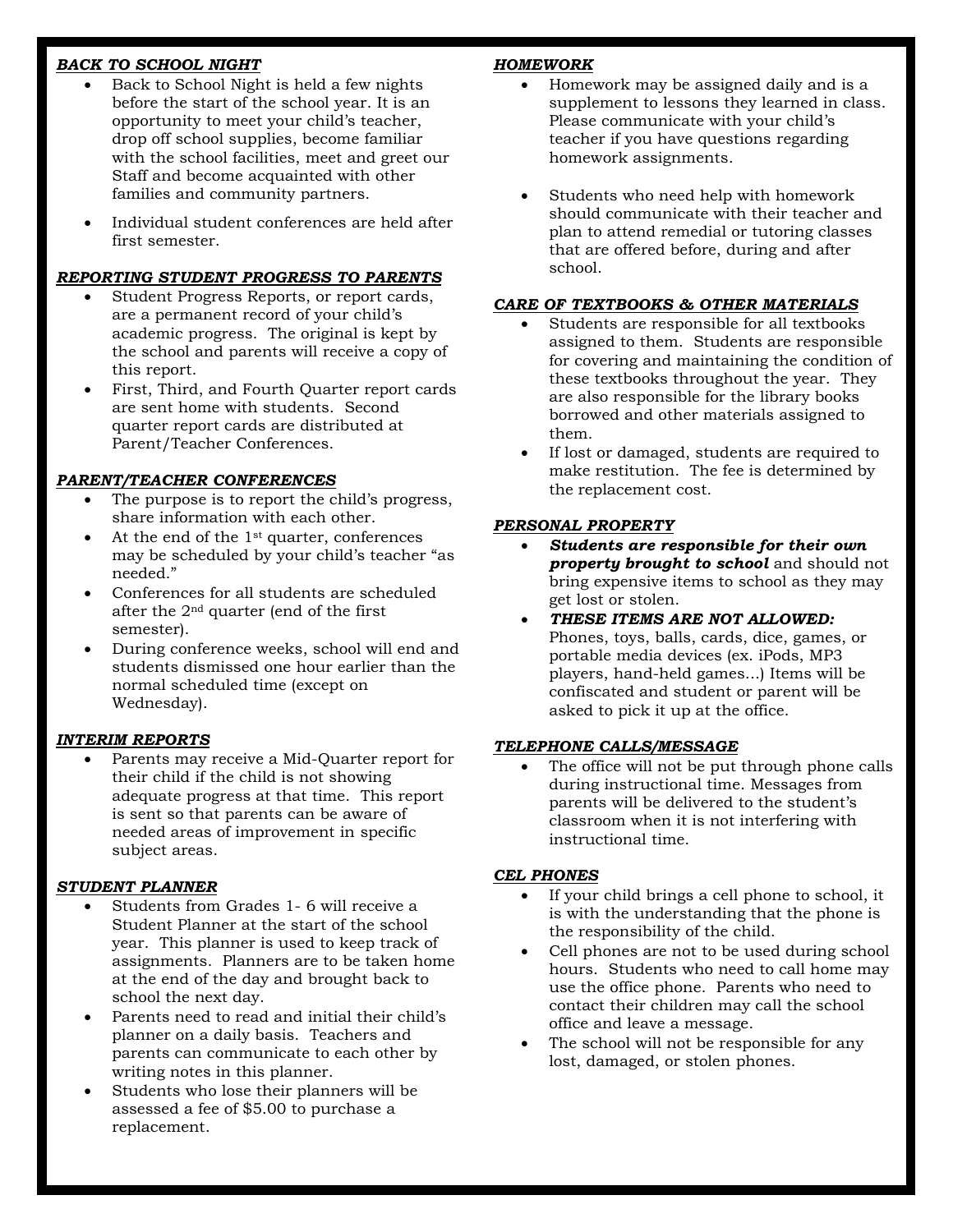### ***BACK TO SCHOOL NIGHT***

- Back to School Night is held a few nights before the start of the school year. It is an opportunity to meet your child's teacher, drop off school supplies, become familiar with the school facilities, meet and greet our Staff and become acquainted with other families and community partners.
- Individual student conferences are held after first semester.

### ***REPORTING STUDENT PROGRESS TO PARENTS***

- Student Progress Reports, or report cards, are a permanent record of your child's academic progress. The original is kept by the school and parents will receive a copy of this report.
- First, Third, and Fourth Quarter report cards are sent home with students. Second quarter report cards are distributed at Parent/Teacher Conferences.

### ***PARENT/TEACHER CONFERENCES***

- The purpose is to report the child's progress, share information with each other.
- At the end of the 1st quarter, conferences may be scheduled by your child's teacher "as needed."
- Conferences for all students are scheduled after the 2nd quarter (end of the first semester).
- During conference weeks, school will end and students dismissed one hour earlier than the normal scheduled time (except on Wednesday).

### ***INTERIM REPORTS***

- Parents may receive a Mid-Quarter report for their child if the child is not showing adequate progress at that time. This report is sent so that parents can be aware of needed areas of improvement in specific subject areas.

### ***STUDENT PLANNER***

- Students from Grades 1- 6 will receive a Student Planner at the start of the school year. This planner is used to keep track of assignments. Planners are to be taken home at the end of the day and brought back to school the next day.
- Parents need to read and initial their child's planner on a daily basis. Teachers and parents can communicate to each other by writing notes in this planner.
- Students who lose their planners will be assessed a fee of $5.00 to purchase a replacement.

### ***HOMEWORK***

- Homework may be assigned daily and is a supplement to lessons they learned in class. Please communicate with your child's teacher if you have questions regarding homework assignments.
- Students who need help with homework should communicate with their teacher and plan to attend remedial or tutoring classes that are offered before, during and after school.

### ***CARE OF TEXTBOOKS & OTHER MATERIALS***

- Students are responsible for all textbooks assigned to them. Students are responsible for covering and maintaining the condition of these textbooks throughout the year. They are also responsible for the library books borrowed and other materials assigned to them.
- If lost or damaged, students are required to make restitution. The fee is determined by the replacement cost.

### ***PERSONAL PROPERTY***

- ***Students are responsible for their own property brought to school*** and should not bring expensive items to school as they may get lost or stolen.
- ***THESE ITEMS ARE NOT ALLOWED:*** Phones, toys, balls, cards, dice, games, or portable media devices (ex. iPods, MP3 players, hand-held games...) Items will be confiscated and student or parent will be asked to pick it up at the office.

### ***TELEPHONE CALLS/MESSAGE***

- The office will not be put through phone calls during instructional time. Messages from parents will be delivered to the student's classroom when it is not interfering with instructional time.

### ***CEL PHONES***

- If your child brings a cell phone to school, it is with the understanding that the phone is the responsibility of the child.
- Cell phones are not to be used during school hours. Students who need to call home may use the office phone. Parents who need to contact their children may call the school office and leave a message.
- The school will not be responsible for any lost, damaged, or stolen phones.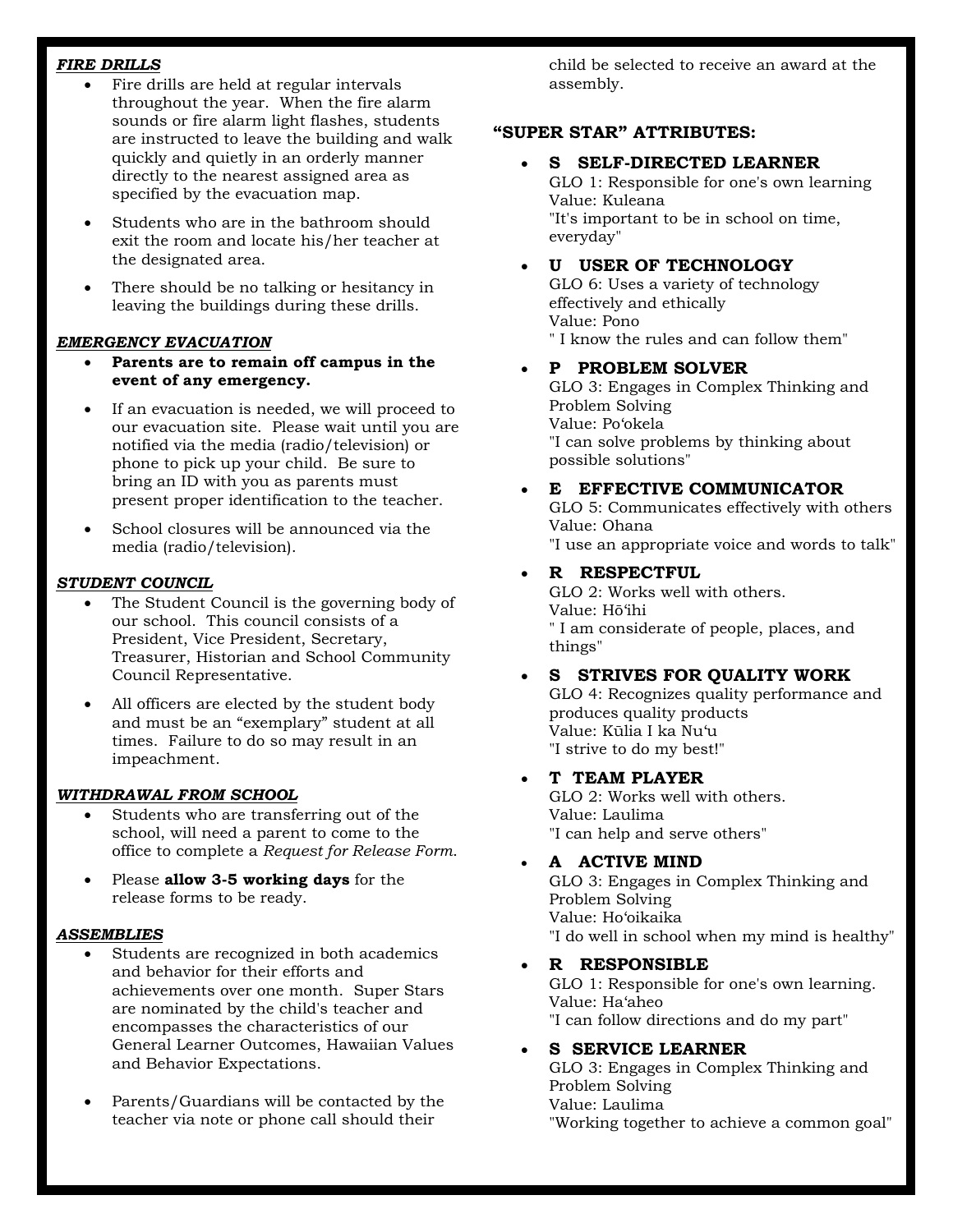***FIRE DRILLS***

- Fire drills are held at regular intervals throughout the year. When the fire alarm sounds or fire alarm light flashes, students are instructed to leave the building and walk quickly and quietly in an orderly manner directly to the nearest assigned area as specified by the evacuation map.
- Students who are in the bathroom should exit the room and locate his/her teacher at the designated area.
- There should be no talking or hesitancy in leaving the buildings during these drills.

***EMERGENCY EVACUATION***

- **Parents are to remain off campus in the event of any emergency.**
- If an evacuation is needed, we will proceed to our evacuation site. Please wait until you are notified via the media (radio/television) or phone to pick up your child. Be sure to bring an ID with you as parents must present proper identification to the teacher.
- School closures will be announced via the media (radio/television).

***STUDENT COUNCIL***

- The Student Council is the governing body of our school. This council consists of a President, Vice President, Secretary, Treasurer, Historian and School Community Council Representative.
- All officers are elected by the student body and must be an "exemplary" student at all times. Failure to do so may result in an impeachment.

***WITHDRAWAL FROM SCHOOL***

- Students who are transferring out of the school, will need a parent to come to the office to complete a *Request for Release Form*.
- Please **allow 3-5 working days** for the release forms to be ready.

***ASSEMBLIES***

- Students are recognized in both academics and behavior for their efforts and achievements over one month. Super Stars are nominated by the child's teacher and encompasses the characteristics of our General Learner Outcomes, Hawaiian Values and Behavior Expectations.
- Parents/Guardians will be contacted by the teacher via note or phone call should their child be selected to receive an award at the assembly.

**"SUPER STAR" ATTRIBUTES:**

- **S SELF-DIRECTED LEARNER**
  GLO 1: Responsible for one's own learning
  Value: Kuleana
  "It's important to be in school on time, everyday"
- **U USER OF TECHNOLOGY**
  GLO 6: Uses a variety of technology effectively and ethically
  Value: Pono
  " I know the rules and can follow them"
- **P PROBLEM SOLVER**
  GLO 3: Engages in Complex Thinking and Problem Solving
  Value: Poʻokela
  "I can solve problems by thinking about possible solutions"
- **E EFFECTIVE COMMUNICATOR**
  GLO 5: Communicates effectively with others
  Value: Ohana
  "I use an appropriate voice and words to talk"
- **R RESPECTFUL**
  GLO 2: Works well with others.
  Value: Hōʻihi
  " I am considerate of people, places, and things"
- **S STRIVES FOR QUALITY WORK**
  GLO 4: Recognizes quality performance and produces quality products
  Value: Kūlia I ka Nuʻu
  "I strive to do my best!"
- **T TEAM PLAYER**
  GLO 2: Works well with others.
  Value: Laulima
  "I can help and serve others"
- **A ACTIVE MIND**
  GLO 3: Engages in Complex Thinking and Problem Solving
  Value: Hoʻoikaika
  "I do well in school when my mind is healthy"
- **R RESPONSIBLE**
  GLO 1: Responsible for one's own learning.
  Value: Haʻaheo
  "I can follow directions and do my part"
- **S SERVICE LEARNER**
  GLO 3: Engages in Complex Thinking and Problem Solving
  Value: Laulima
  "Working together to achieve a common goal"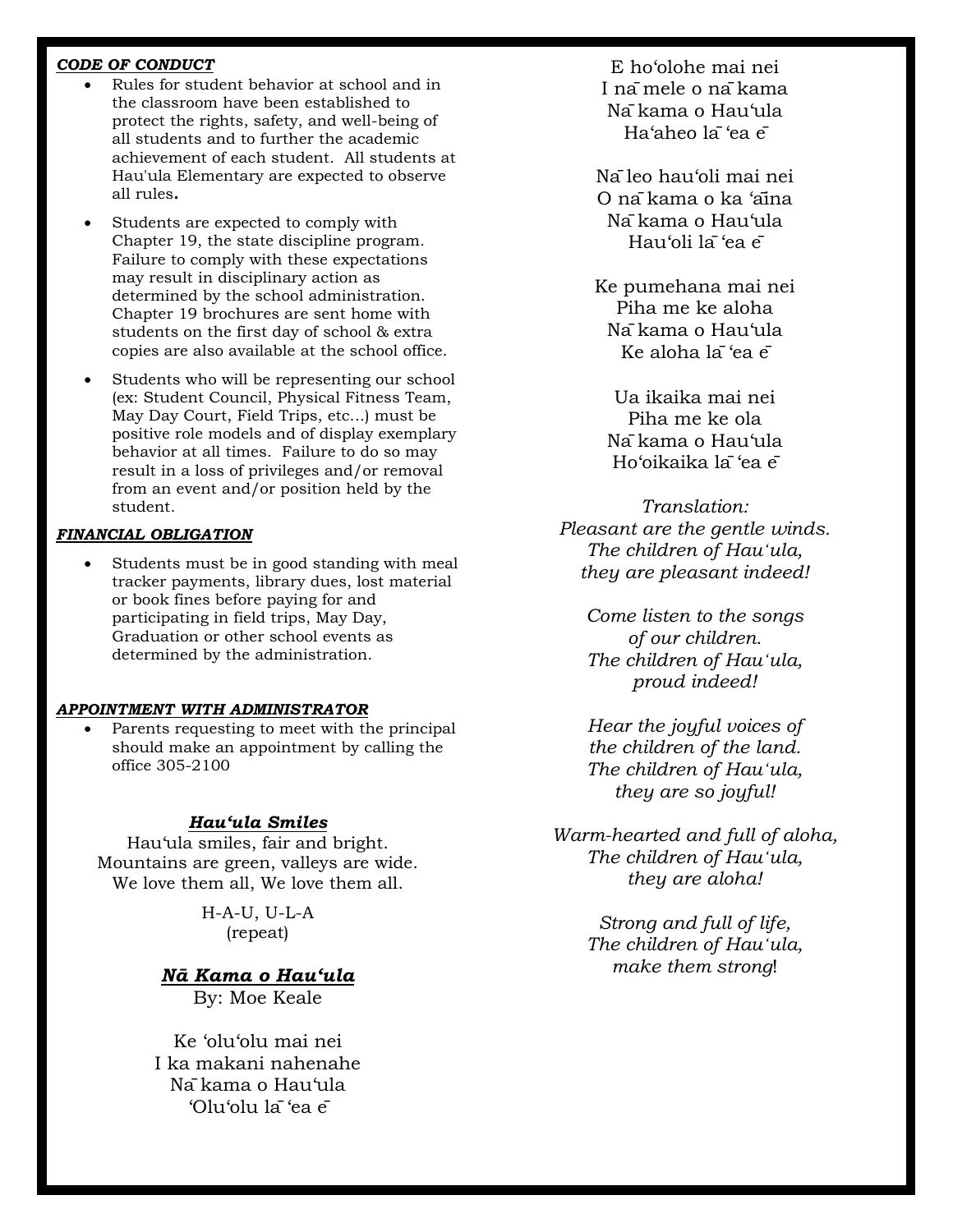***CODE OF CONDUCT***

- Rules for student behavior at school and in the classroom have been established to protect the rights, safety, and well-being of all students and to further the academic achievement of each student. All students at Hau'ula Elementary are expected to observe all rules**.**
- Students are expected to comply with Chapter 19, the state discipline program. Failure to comply with these expectations may result in disciplinary action as determined by the school administration. Chapter 19 brochures are sent home with students on the first day of school & extra copies are also available at the school office.
- Students who will be representing our school (ex: Student Council, Physical Fitness Team, May Day Court, Field Trips, etc...) must be positive role models and of display exemplary behavior at all times. Failure to do so may result in a loss of privileges and/or removal from an event and/or position held by the student.

***FINANCIAL OBLIGATION***

- Students must be in good standing with meal tracker payments, library dues, lost material or book fines before paying for and participating in field trips, May Day, Graduation or other school events as determined by the administration.

***APPOINTMENT WITH ADMINISTRATOR***

- Parents requesting to meet with the principal should make an appointment by calling the office 305-2100

***Hau'ula Smiles***

Hau'ula smiles, fair and bright.
Mountains are green, valleys are wide.
We love them all, We love them all.

H-A-U, U-L-A
(repeat)

***Nā Kama o Hau'ula***

By: Moe Keale

Ke 'olu'olu mai nei
I ka makani nahenahe
Nā kama o Hau'ula
'Olu'olu lā 'ea ē

E ho'olohe mai nei
I nā mele o nā kama
Nā kama o Hau'ula
Ha'aheo lā 'ea ē

Nā leo hau'oli mai nei
O nā kama o ka 'āina
Nā kama o Hau'ula
Hau'oli lā 'ea ē

Ke pumehana mai nei
Piha me ke aloha
Nā kama o Hau'ula
Ke aloha lā 'ea ē

Ua ikaika mai nei
Piha me ke ola
Nā kama o Hau'ula
Ho'oikaika lā 'ea ē

*Translation:*
*Pleasant are the gentle winds.*
*The children of Hau'ula,*
*they are pleasant indeed!*

*Come listen to the songs*
*of our children.*
*The children of Hau'ula,*
*proud indeed!*

*Hear the joyful voices of*
*the children of the land.*
*The children of Hau'ula,*
*they are so joyful!*

*Warm-hearted and full of aloha,*
*The children of Hau'ula,*
*they are aloha!*

*Strong and full of life,*
*The children of Hau'ula,*
*make them strong*!